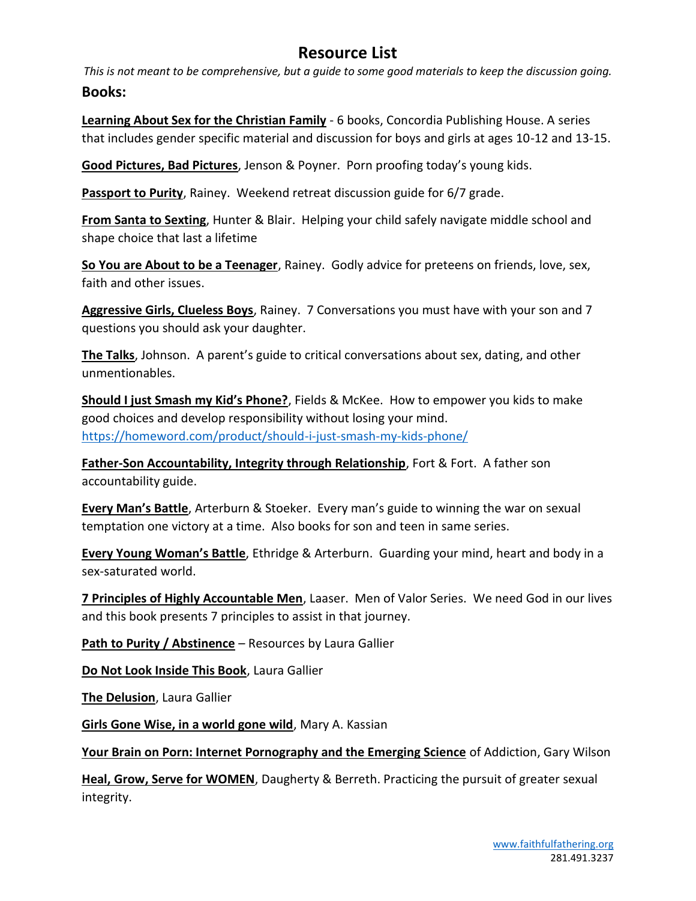# Resource List

*This is not meant to be comprehensive, but a guide to some good materials to keep the discussion going.*

## Books:

**Learning About Sex for the Christian Family** - 6 books, Concordia Publishing House. A series that includes gender specific material and discussion for boys and girls at ages 10-12 and 13-15.

**Good Pictures, Bad Pictures**, Jenson & Poyner. Porn proofing today's young kids.

**Passport to Purity**, Rainey. Weekend retreat discussion guide for 6/7 grade.

**From Santa to Sexting**, Hunter & Blair. Helping your child safely navigate middle school and shape choice that last a lifetime

**So You are About to be a Teenager**, Rainey. Godly advice for preteens on friends, love, sex, faith and other issues.

**Aggressive Girls, Clueless Boys**, Rainey. 7 Conversations you must have with your son and 7 questions you should ask your daughter.

**The Talks**, Johnson. A parent's guide to critical conversations about sex, dating, and other unmentionables.

**Should I just Smash my Kid's Phone?**, Fields & McKee. How to empower you kids to make good choices and develop responsibility without losing your mind. https://homeword.com/product/should-i-just-smash-my-kids-phone/

**Father-Son Accountability, Integrity through Relationship**, Fort & Fort. A father son accountability guide.

**Every Man's Battle**, Arterburn & Stoeker. Every man's guide to winning the war on sexual temptation one victory at a time. Also books for son and teen in same series.

**Every Young Woman's Battle**, Ethridge & Arterburn. Guarding your mind, heart and body in a sex-saturated world.

**7 Principles of Highly Accountable Men**, Laaser. Men of Valor Series. We need God in our lives and this book presents 7 principles to assist in that journey.

**Path to Purity / Abstinence** – Resources by Laura Gallier

**Do Not Look Inside This Book**, Laura Gallier

**The Delusion**, Laura Gallier

**Girls Gone Wise, in a world gone wild**, Mary A. Kassian

**Your Brain on Porn: Internet Pornography and the Emerging Science** of Addiction, Gary Wilson

**Heal, Grow, Serve for WOMEN**, Daugherty & Berreth. Practicing the pursuit of greater sexual integrity.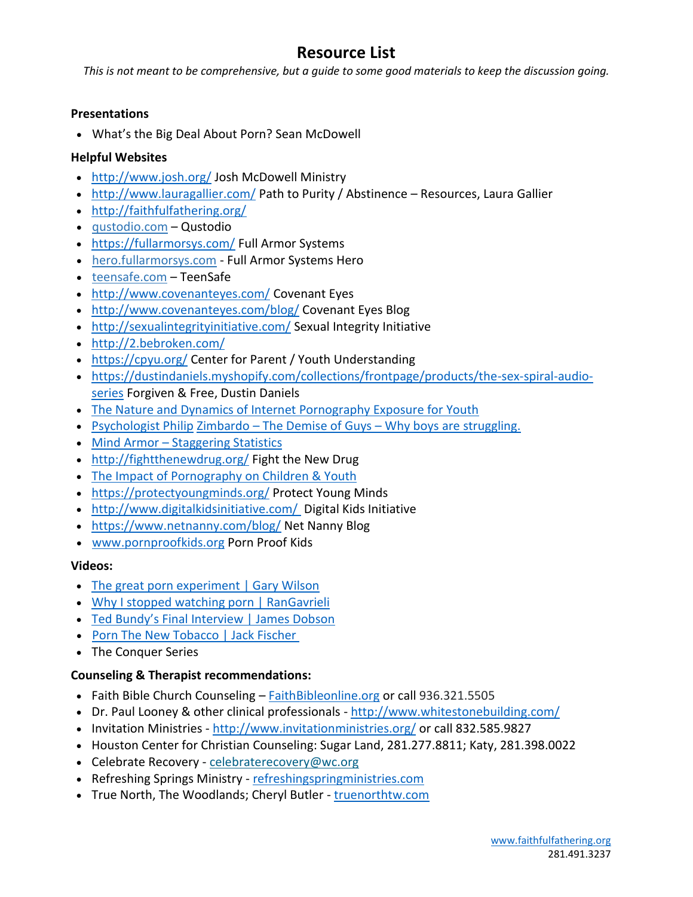# Resource List

*This is not meant to be comprehensive, but a guide to some good materials to keep the discussion going.*

**Presentations**

- What's the Big Deal About Porn? Sean McDowell

**Helpful Websites**

- http://www.josh.org/ Josh McDowell Ministry
- http://www.lauragallier.com/ Path to Purity / Abstinence – Resources, Laura Gallier
- http://faithfulfathering.org/
- qustodio.com – Qustodio
- https://fullarmorsys.com/ Full Armor Systems
- hero.fullarmorsys.com - Full Armor Systems Hero
- teensafe.com – TeenSafe
- http://www.covenanteyes.com/ Covenant Eyes
- http://www.covenanteyes.com/blog/ Covenant Eyes Blog
- http://sexualintegrityinitiative.com/ Sexual Integrity Initiative
- http://2.bebroken.com/
- https://cpyu.org/ Center for Parent / Youth Understanding
- https://dustindaniels.myshopify.com/collections/frontpage/products/the-sex-spiral-audio-series Forgiven & Free, Dustin Daniels
- The Nature and Dynamics of Internet Pornography Exposure for Youth
- Psychologist Philip Zimbardo – The Demise of Guys – Why boys are struggling.
- Mind Armor – Staggering Statistics
- http://fightthenewdrug.org/ Fight the New Drug
- The Impact of Pornography on Children & Youth
- https://protectyoungminds.org/ Protect Young Minds
- http://www.digitalkidsinitiative.com/ Digital Kids Initiative
- https://www.netnanny.com/blog/ Net Nanny Blog
- www.pornproofkids.org Porn Proof Kids

**Videos:**

- The great porn experiment | Gary Wilson
- Why I stopped watching porn | RanGavrieli
- Ted Bundy's Final Interview | James Dobson
- Porn The New Tobacco | Jack Fischer
- The Conquer Series

**Counseling & Therapist recommendations:**

- Faith Bible Church Counseling – FaithBibleonline.org or call 936.321.5505
- Dr. Paul Looney & other clinical professionals - http://www.whitestonebuilding.com/
- Invitation Ministries - http://www.invitationministries.org/ or call 832.585.9827
- Houston Center for Christian Counseling: Sugar Land, 281.277.8811; Katy, 281.398.0022
- Celebrate Recovery - celebraterecovery@wc.org
- Refreshing Springs Ministry - refreshingspringministries.com
- True North, The Woodlands; Cheryl Butler - truenorthtw.com

www.faithfulfathering.org
281.491.3237